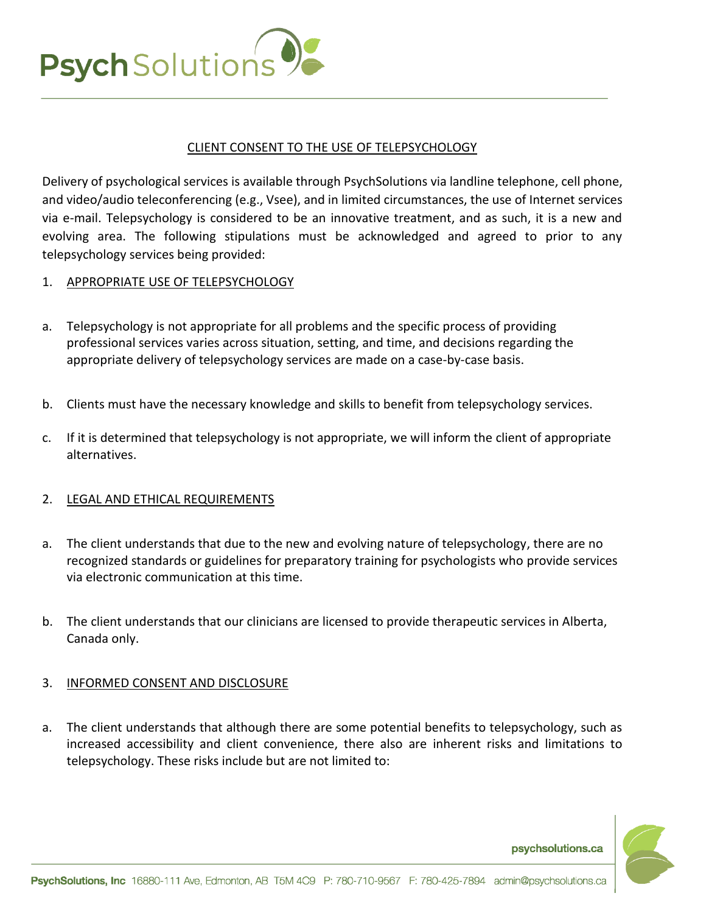# CLIENT CONSENT TO THE USE OF TELEPSYCHOLOGY

Delivery of psychological services is available through PsychSolutions via landline telephone, cell phone, and video/audio teleconferencing (e.g., Vsee), and in limited circumstances, the use of Internet services via e-mail. Telepsychology is considered to be an innovative treatment, and as such, it is a new and evolving area. The following stipulations must be acknowledged and agreed to prior to any telepsychology services being provided:

## 1. APPROPRIATE USE OF TELEPSYCHOLOGY

a. Telepsychology is not appropriate for all problems and the specific process of providing professional services varies across situation, setting, and time, and decisions regarding the appropriate delivery of telepsychology services are made on a case-by-case basis.

b. Clients must have the necessary knowledge and skills to benefit from telepsychology services.

c. If it is determined that telepsychology is not appropriate, we will inform the client of appropriate alternatives.

## 2. LEGAL AND ETHICAL REQUIREMENTS

a. The client understands that due to the new and evolving nature of telepsychology, there are no recognized standards or guidelines for preparatory training for psychologists who provide services via electronic communication at this time.

b. The client understands that our clinicians are licensed to provide therapeutic services in Alberta, Canada only.

## 3. INFORMED CONSENT AND DISCLOSURE

a. The client understands that although there are some potential benefits to telepsychology, such as increased accessibility and client convenience, there also are inherent risks and limitations to telepsychology. These risks include but are not limited to: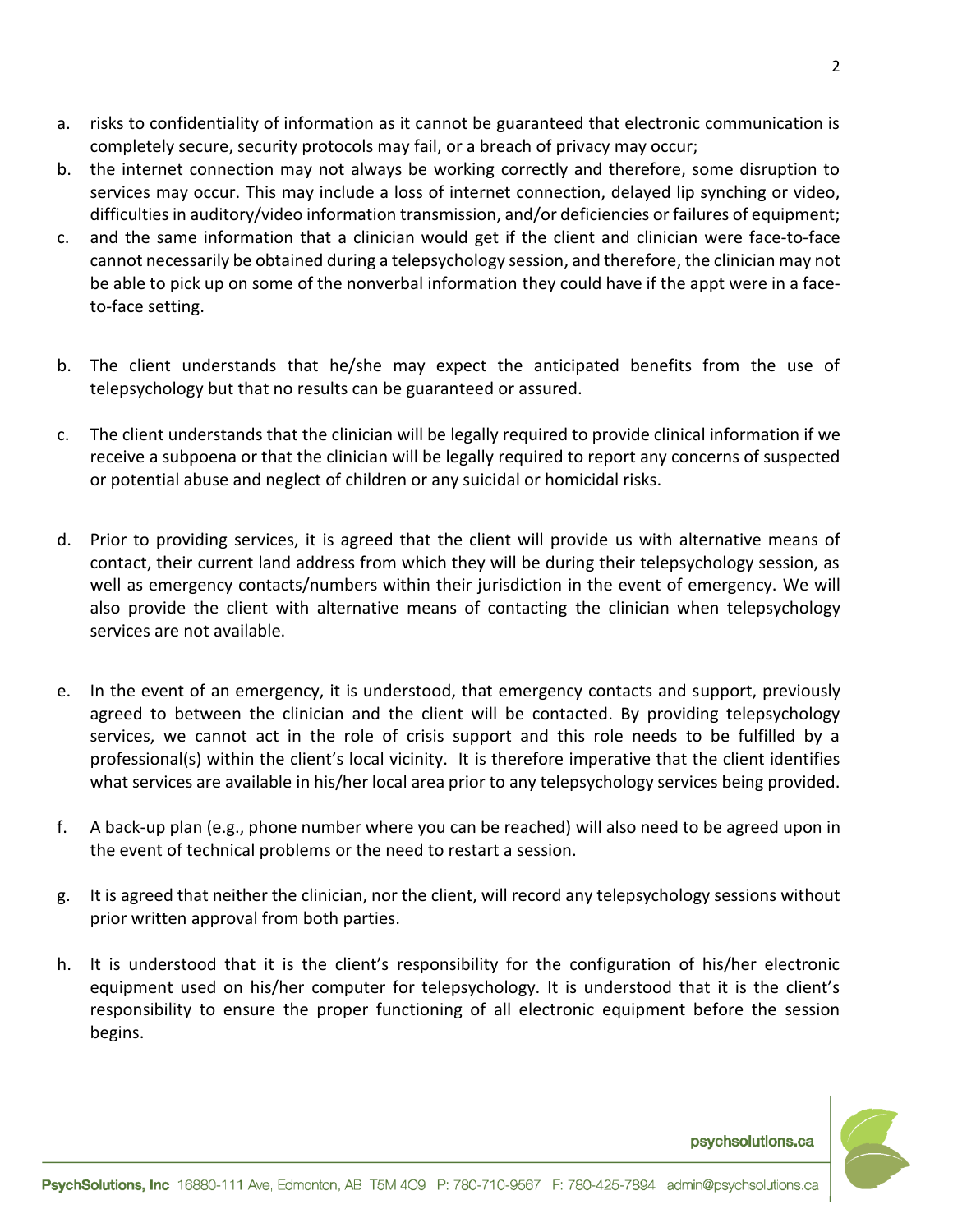a. risks to confidentiality of information as it cannot be guaranteed that electronic communication is completely secure, security protocols may fail, or a breach of privacy may occur;
b. the internet connection may not always be working correctly and therefore, some disruption to services may occur. This may include a loss of internet connection, delayed lip synching or video, difficulties in auditory/video information transmission, and/or deficiencies or failures of equipment;
c. and the same information that a clinician would get if the client and clinician were face-to-face cannot necessarily be obtained during a telepsychology session, and therefore, the clinician may not be able to pick up on some of the nonverbal information they could have if the appt were in a face-to-face setting.

b. The client understands that he/she may expect the anticipated benefits from the use of telepsychology but that no results can be guaranteed or assured.

c. The client understands that the clinician will be legally required to provide clinical information if we receive a subpoena or that the clinician will be legally required to report any concerns of suspected or potential abuse and neglect of children or any suicidal or homicidal risks.

d. Prior to providing services, it is agreed that the client will provide us with alternative means of contact, their current land address from which they will be during their telepsychology session, as well as emergency contacts/numbers within their jurisdiction in the event of emergency. We will also provide the client with alternative means of contacting the clinician when telepsychology services are not available.

e. In the event of an emergency, it is understood, that emergency contacts and support, previously agreed to between the clinician and the client will be contacted. By providing telepsychology services, we cannot act in the role of crisis support and this role needs to be fulfilled by a professional(s) within the client's local vicinity. It is therefore imperative that the client identifies what services are available in his/her local area prior to any telepsychology services being provided.

f. A back-up plan (e.g., phone number where you can be reached) will also need to be agreed upon in the event of technical problems or the need to restart a session.

g. It is agreed that neither the clinician, nor the client, will record any telepsychology sessions without prior written approval from both parties.

h. It is understood that it is the client's responsibility for the configuration of his/her electronic equipment used on his/her computer for telepsychology. It is understood that it is the client's responsibility to ensure the proper functioning of all electronic equipment before the session begins.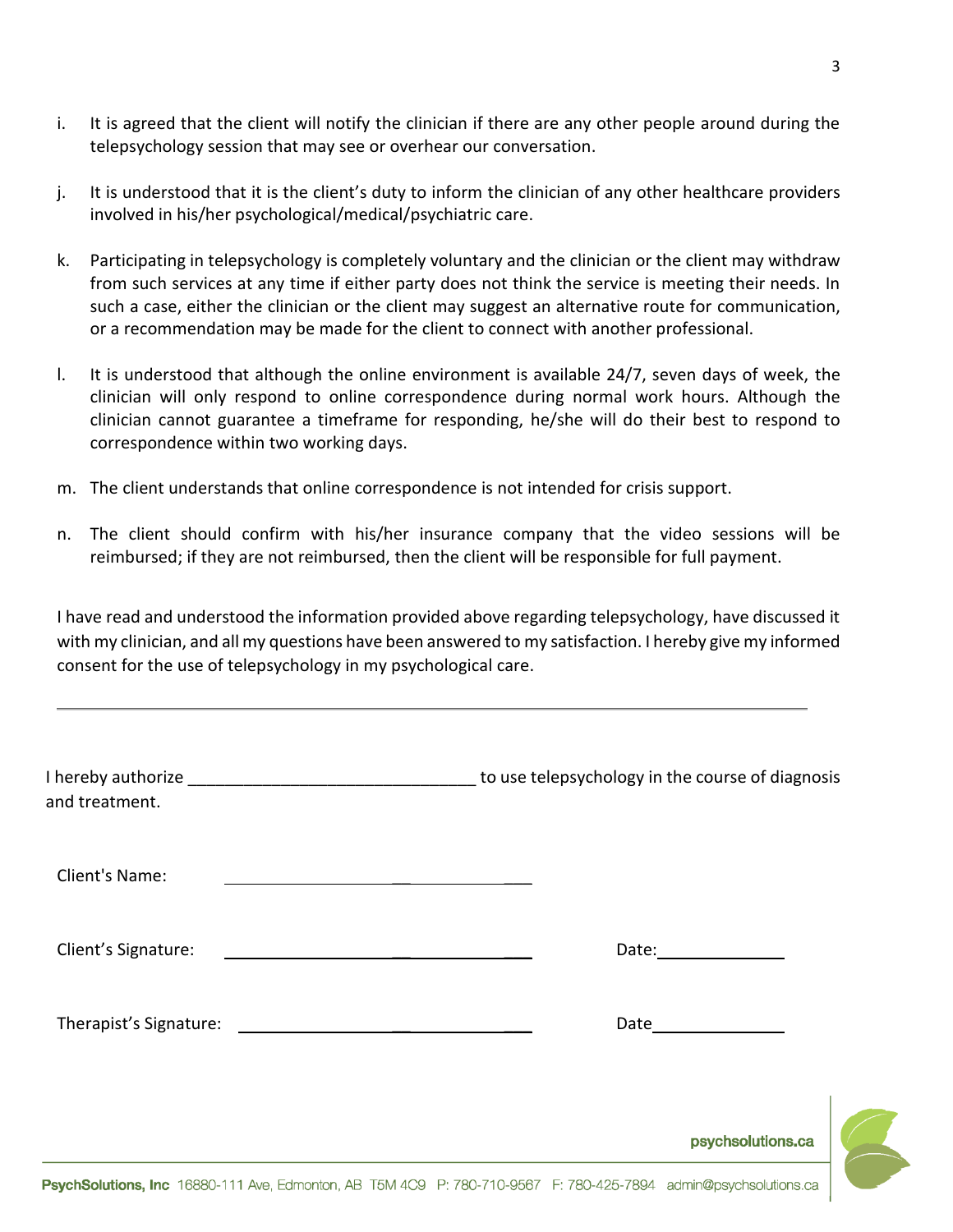i. It is agreed that the client will notify the clinician if there are any other people around during the telepsychology session that may see or overhear our conversation.

j. It is understood that it is the client's duty to inform the clinician of any other healthcare providers involved in his/her psychological/medical/psychiatric care.

k. Participating in telepsychology is completely voluntary and the clinician or the client may withdraw from such services at any time if either party does not think the service is meeting their needs. In such a case, either the clinician or the client may suggest an alternative route for communication, or a recommendation may be made for the client to connect with another professional.

l. It is understood that although the online environment is available 24/7, seven days of week, the clinician will only respond to online correspondence during normal work hours. Although the clinician cannot guarantee a timeframe for responding, he/she will do their best to respond to correspondence within two working days.

m. The client understands that online correspondence is not intended for crisis support.

n. The client should confirm with his/her insurance company that the video sessions will be reimbursed; if they are not reimbursed, then the client will be responsible for full payment.

I have read and understood the information provided above regarding telepsychology, have discussed it with my clinician, and all my questions have been answered to my satisfaction. I hereby give my informed consent for the use of telepsychology in my psychological care.

---

I hereby authorize ______________________________ to use telepsychology in the course of diagnosis and treatment.

Client's Name: ______________________________

Client's Signature: ______________________________ Date: ______________

Therapist's Signature: ______________________________ Date ______________

psychsolutions.ca

PsychSolutions, Inc 16880-111 Ave, Edmonton, AB T5M 4C9 P: 780-710-9567 F: 780-425-7894 admin@psychsolutions.ca